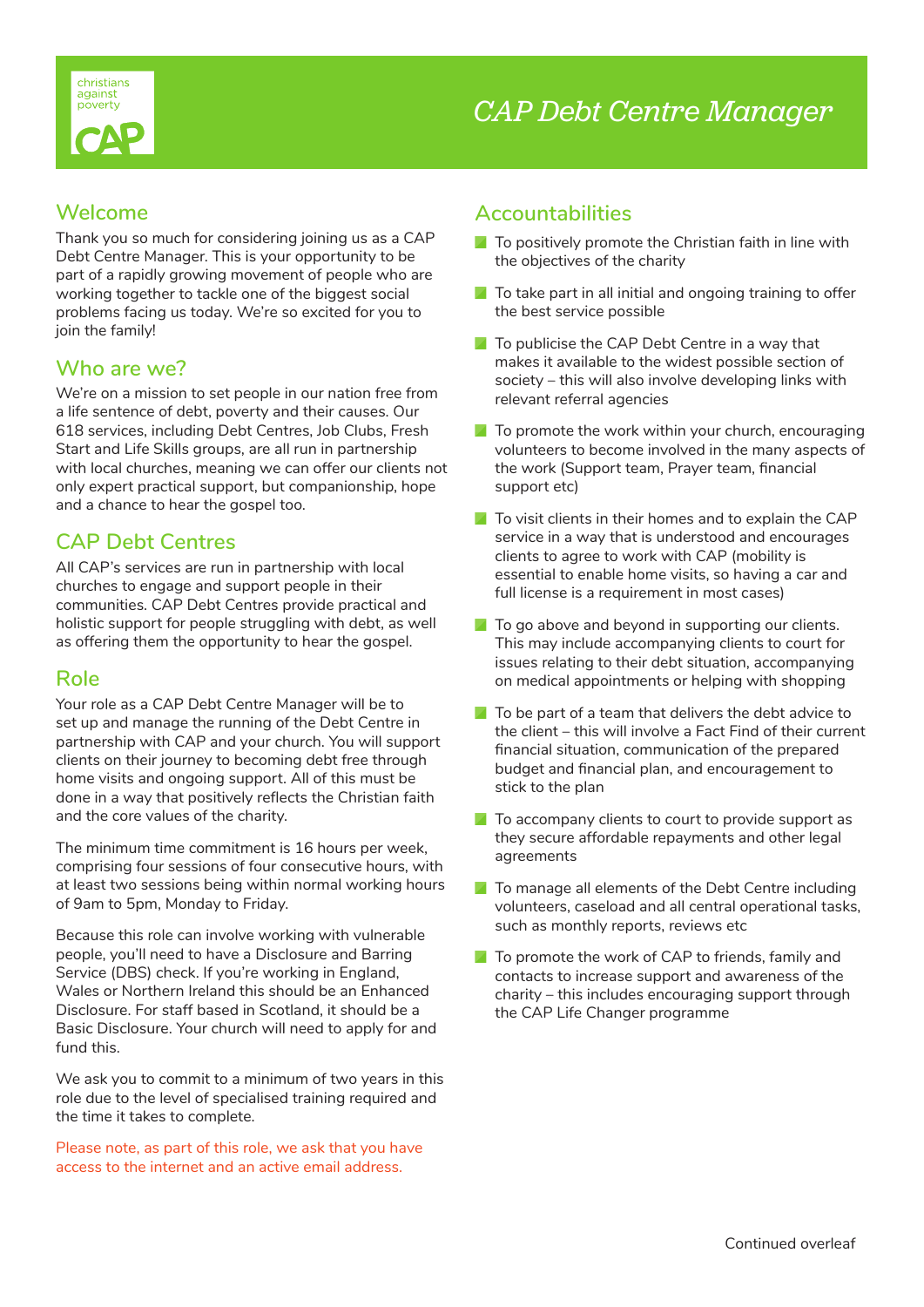christians against poverty

CAP

# CAP Debt Centre Manager

## Welcome

Thank you so much for considering joining us as a CAP Debt Centre Manager. This is your opportunity to be part of a rapidly growing movement of people who are working together to tackle one of the biggest social problems facing us today. We're so excited for you to join the family!

## Who are we?

We're on a mission to set people in our nation free from a life sentence of debt, poverty and their causes. Our 618 services, including Debt Centres, Job Clubs, Fresh Start and Life Skills groups, are all run in partnership with local churches, meaning we can offer our clients not only expert practical support, but companionship, hope and a chance to hear the gospel too.

## CAP Debt Centres

All CAP's services are run in partnership with local churches to engage and support people in their communities. CAP Debt Centres provide practical and holistic support for people struggling with debt, as well as offering them the opportunity to hear the gospel.

## Role

Your role as a CAP Debt Centre Manager will be to set up and manage the running of the Debt Centre in partnership with CAP and your church. You will support clients on their journey to becoming debt free through home visits and ongoing support. All of this must be done in a way that positively reflects the Christian faith and the core values of the charity.

The minimum time commitment is 16 hours per week, comprising four sessions of four consecutive hours, with at least two sessions being within normal working hours of 9am to 5pm, Monday to Friday.

Because this role can involve working with vulnerable people, you'll need to have a Disclosure and Barring Service (DBS) check. If you're working in England, Wales or Northern Ireland this should be an Enhanced Disclosure. For staff based in Scotland, it should be a Basic Disclosure. Your church will need to apply for and fund this.

We ask you to commit to a minimum of two years in this role due to the level of specialised training required and the time it takes to complete.

Please note, as part of this role, we ask that you have access to the internet and an active email address.

## Accountabilities

- To positively promote the Christian faith in line with the objectives of the charity
- To take part in all initial and ongoing training to offer the best service possible
- To publicise the CAP Debt Centre in a way that makes it available to the widest possible section of society – this will also involve developing links with relevant referral agencies
- To promote the work within your church, encouraging volunteers to become involved in the many aspects of the work (Support team, Prayer team, financial support etc)
- To visit clients in their homes and to explain the CAP service in a way that is understood and encourages clients to agree to work with CAP (mobility is essential to enable home visits, so having a car and full license is a requirement in most cases)
- To go above and beyond in supporting our clients. This may include accompanying clients to court for issues relating to their debt situation, accompanying on medical appointments or helping with shopping
- To be part of a team that delivers the debt advice to the client – this will involve a Fact Find of their current financial situation, communication of the prepared budget and financial plan, and encouragement to stick to the plan
- To accompany clients to court to provide support as they secure affordable repayments and other legal agreements
- To manage all elements of the Debt Centre including volunteers, caseload and all central operational tasks, such as monthly reports, reviews etc
- To promote the work of CAP to friends, family and contacts to increase support and awareness of the charity – this includes encouraging support through the CAP Life Changer programme

Continued overleaf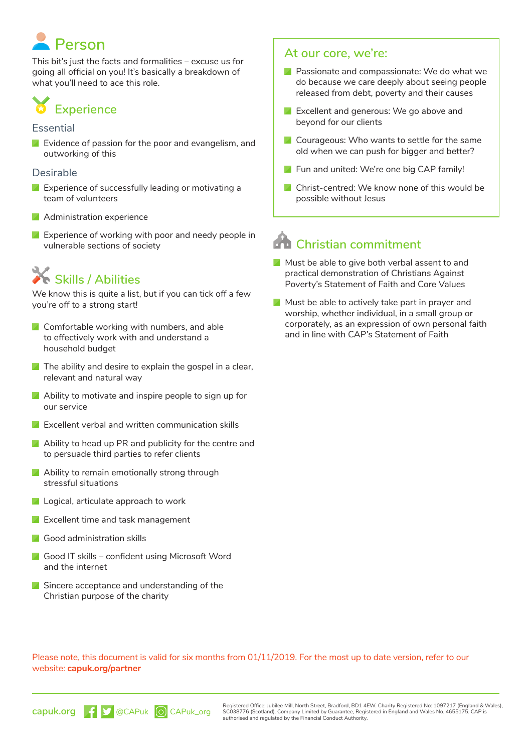## Person

This bit's just the facts and formalities – excuse us for going all official on you! It's basically a breakdown of what you'll need to ace this role.

## Experience

### Essential

- Evidence of passion for the poor and evangelism, and outworking of this

### Desirable

- Experience of successfully leading or motivating a team of volunteers
- Administration experience
- Experience of working with poor and needy people in vulnerable sections of society

## Skills / Abilities

We know this is quite a list, but if you can tick off a few you're off to a strong start!

- Comfortable working with numbers, and able to effectively work with and understand a household budget
- The ability and desire to explain the gospel in a clear, relevant and natural way
- Ability to motivate and inspire people to sign up for our service
- Excellent verbal and written communication skills
- Ability to head up PR and publicity for the centre and to persuade third parties to refer clients
- Ability to remain emotionally strong through stressful situations
- Logical, articulate approach to work
- Excellent time and task management
- Good administration skills
- Good IT skills – confident using Microsoft Word and the internet
- Sincere acceptance and understanding of the Christian purpose of the charity

## At our core, we're:

- Passionate and compassionate: We do what we do because we care deeply about seeing people released from debt, poverty and their causes
- Excellent and generous: We go above and beyond for our clients
- Courageous: Who wants to settle for the same old when we can push for bigger and better?
- Fun and united: We're one big CAP family!
- Christ-centred: We know none of this would be possible without Jesus

## Christian commitment

- Must be able to give both verbal assent to and practical demonstration of Christians Against Poverty's Statement of Faith and Core Values
- Must be able to actively take part in prayer and worship, whether individual, in a small group or corporately, as an expression of own personal faith and in line with CAP's Statement of Faith

Please note, this document is valid for six months from 01/11/2019. For the most up to date version, refer to our website: **capuk.org/partner**

capuk.org @CAPuk CAPuk_org

Registered Office: Jubilee Mill, North Street, Bradford, BD1 4EW. Charity Registered No: 1097217 (England & Wales), SC038776 (Scotland). Company Limited by Guarantee, Registered in England and Wales No. 4655175. CAP is authorised and regulated by the Financial Conduct Authority.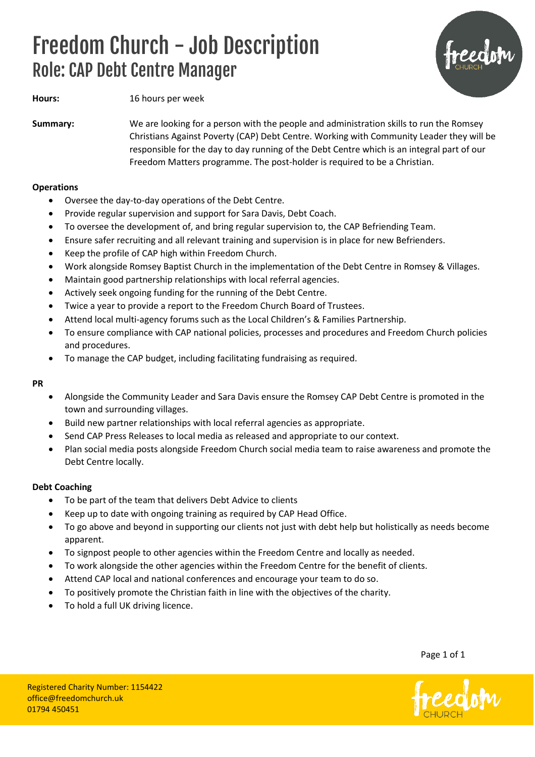# Freedom Church – Job Description

## Role: CAP Debt Centre Manager

**Hours:** 16 hours per week

**Summary:** We are looking for a person with the people and administration skills to run the Romsey Christians Against Poverty (CAP) Debt Centre. Working with Community Leader they will be responsible for the day to day running of the Debt Centre which is an integral part of our Freedom Matters programme. The post-holder is required to be a Christian.

**Operations**

- Oversee the day-to-day operations of the Debt Centre.
- Provide regular supervision and support for Sara Davis, Debt Coach.
- To oversee the development of, and bring regular supervision to, the CAP Befriending Team.
- Ensure safer recruiting and all relevant training and supervision is in place for new Befrienders.
- Keep the profile of CAP high within Freedom Church.
- Work alongside Romsey Baptist Church in the implementation of the Debt Centre in Romsey & Villages.
- Maintain good partnership relationships with local referral agencies.
- Actively seek ongoing funding for the running of the Debt Centre.
- Twice a year to provide a report to the Freedom Church Board of Trustees.
- Attend local multi-agency forums such as the Local Children's & Families Partnership.
- To ensure compliance with CAP national policies, processes and procedures and Freedom Church policies and procedures.
- To manage the CAP budget, including facilitating fundraising as required.

**PR**

- Alongside the Community Leader and Sara Davis ensure the Romsey CAP Debt Centre is promoted in the town and surrounding villages.
- Build new partner relationships with local referral agencies as appropriate.
- Send CAP Press Releases to local media as released and appropriate to our context.
- Plan social media posts alongside Freedom Church social media team to raise awareness and promote the Debt Centre locally.

**Debt Coaching**

- To be part of the team that delivers Debt Advice to clients
- Keep up to date with ongoing training as required by CAP Head Office.
- To go above and beyond in supporting our clients not just with debt help but holistically as needs become apparent.
- To signpost people to other agencies within the Freedom Centre and locally as needed.
- To work alongside the other agencies within the Freedom Centre for the benefit of clients.
- Attend CAP local and national conferences and encourage your team to do so.
- To positively promote the Christian faith in line with the objectives of the charity.
- To hold a full UK driving licence.

Registered Charity Number: 1154422
office@freedomchurch.uk
01794 450451